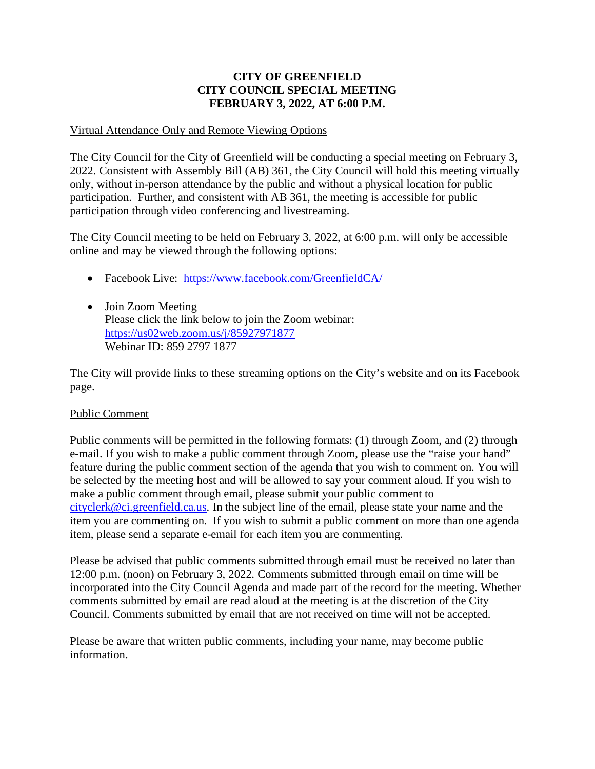# CITY OF GREENFIELD
## CITY COUNCIL SPECIAL MEETING
## FEBRUARY 3, 2022, AT 6:00 P.M.

Virtual Attendance Only and Remote Viewing Options

The City Council for the City of Greenfield will be conducting a special meeting on February 3, 2022. Consistent with Assembly Bill (AB) 361, the City Council will hold this meeting virtually only, without in-person attendance by the public and without a physical location for public participation. Further, and consistent with AB 361, the meeting is accessible for public participation through video conferencing and livestreaming.

The City Council meeting to be held on February 3, 2022, at 6:00 p.m. will only be accessible online and may be viewed through the following options:

- Facebook Live: https://www.facebook.com/GreenfieldCA/
- Join Zoom Meeting
  Please click the link below to join the Zoom webinar:
  https://us02web.zoom.us/j/85927971877
  Webinar ID: 859 2797 1877

The City will provide links to these streaming options on the City's website and on its Facebook page.

Public Comment

Public comments will be permitted in the following formats: (1) through Zoom, and (2) through e-mail. If you wish to make a public comment through Zoom, please use the "raise your hand" feature during the public comment section of the agenda that you wish to comment on. You will be selected by the meeting host and will be allowed to say your comment aloud. If you wish to make a public comment through email, please submit your public comment to cityclerk@ci.greenfield.ca.us. In the subject line of the email, please state your name and the item you are commenting on. If you wish to submit a public comment on more than one agenda item, please send a separate e-email for each item you are commenting.

Please be advised that public comments submitted through email must be received no later than 12:00 p.m. (noon) on February 3, 2022. Comments submitted through email on time will be incorporated into the City Council Agenda and made part of the record for the meeting. Whether comments submitted by email are read aloud at the meeting is at the discretion of the City Council. Comments submitted by email that are not received on time will not be accepted.

Please be aware that written public comments, including your name, may become public information.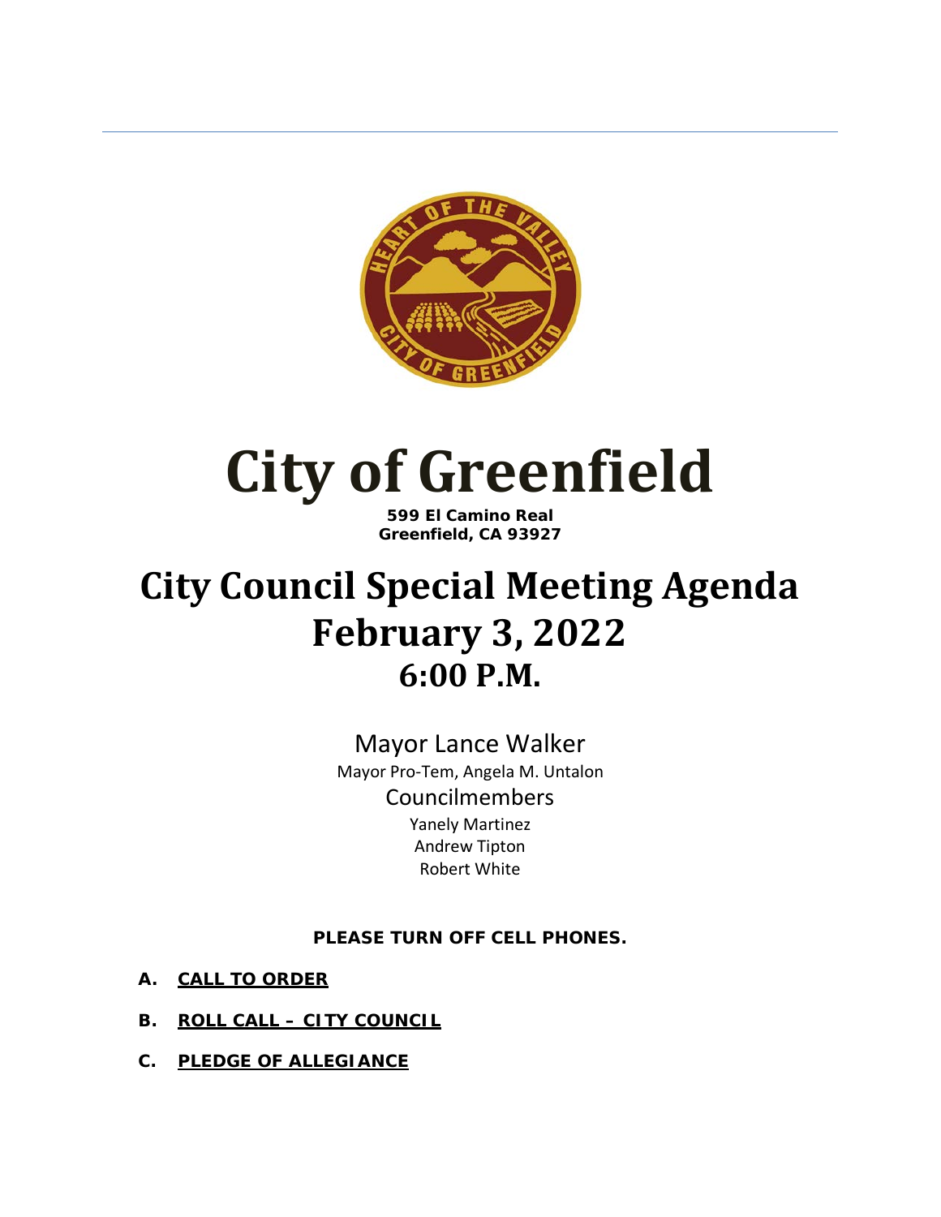# City of Greenfield

**599 El Camino Real**
**Greenfield, CA 93927**

# City Council Special Meeting Agenda
# February 3, 2022
# 6:00 P.M.

Mayor Lance Walker

Mayor Pro-Tem, Angela M. Untalon

Councilmembers

Yanely Martinez

Andrew Tipton

Robert White

**PLEASE TURN OFF CELL PHONES.**

**A. CALL TO ORDER**

**B. ROLL CALL – CITY COUNCIL**

**C. PLEDGE OF ALLEGIANCE**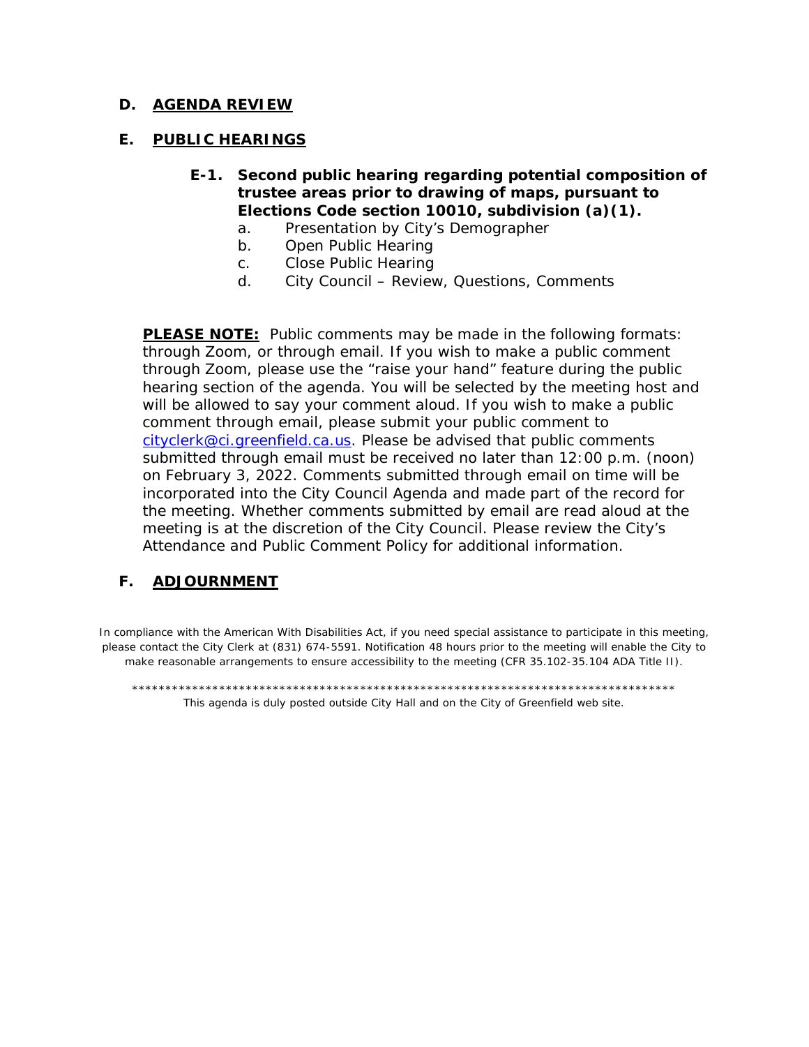## D. AGENDA REVIEW

## E. PUBLIC HEARINGS

**E-1. Second public hearing regarding potential composition of trustee areas prior to drawing of maps, pursuant to Elections Code section 10010, subdivision (a)(1).**

a. Presentation by City's Demographer
b. Open Public Hearing
c. Close Public Hearing
d. City Council – Review, Questions, Comments

**PLEASE NOTE:** Public comments may be made in the following formats: through Zoom, or through email. If you wish to make a public comment through Zoom, please use the "raise your hand" feature during the public hearing section of the agenda. You will be selected by the meeting host and will be allowed to say your comment aloud. If you wish to make a public comment through email, please submit your public comment to cityclerk@ci.greenfield.ca.us. Please be advised that public comments submitted through email must be received no later than 12:00 p.m. (noon) on February 3, 2022. Comments submitted through email on time will be incorporated into the City Council Agenda and made part of the record for the meeting. Whether comments submitted by email are read aloud at the meeting is at the discretion of the City Council. Please review the City's Attendance and Public Comment Policy for additional information.

## F. ADJOURNMENT

In compliance with the American With Disabilities Act, if you need special assistance to participate in this meeting, please contact the City Clerk at (831) 674-5591. Notification 48 hours prior to the meeting will enable the City to make reasonable arrangements to ensure accessibility to the meeting (CFR 35.102-35.104 ADA Title II).

*********************************************************************************

This agenda is duly posted outside City Hall and on the City of Greenfield web site.